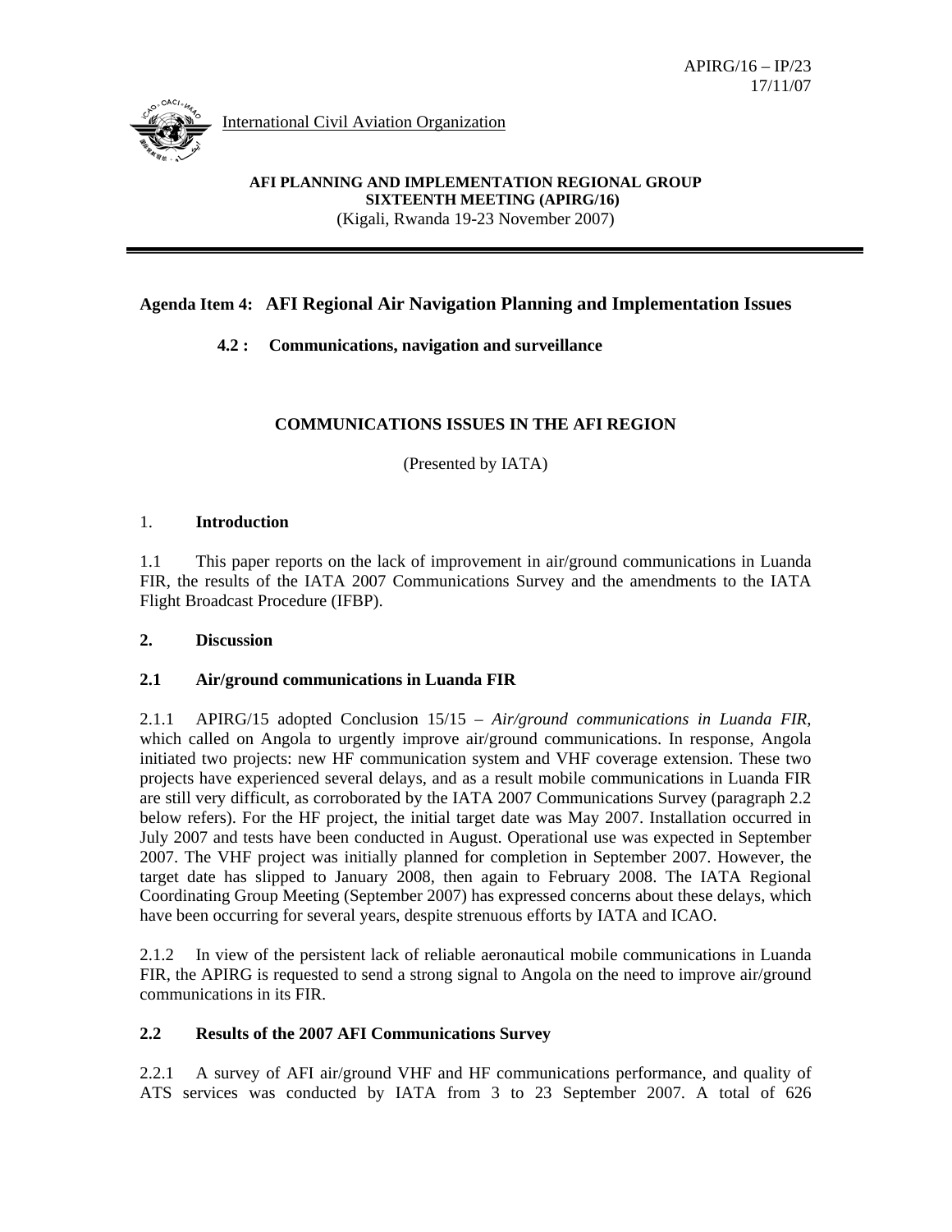APIRG/16 – IP/23
17/11/07

International Civil Aviation Organization

**AFI PLANNING AND IMPLEMENTATION REGIONAL GROUP**
**SIXTEENTH MEETING (APIRG/16)**
(Kigali, Rwanda 19-23 November 2007)

**Agenda Item 4: AFI Regional Air Navigation Planning and Implementation Issues**

**4.2 : Communications, navigation and surveillance**

**COMMUNICATIONS ISSUES IN THE AFI REGION**

(Presented by IATA)

## 1. Introduction

1.1 This paper reports on the lack of improvement in air/ground communications in Luanda FIR, the results of the IATA 2007 Communications Survey and the amendments to the IATA Flight Broadcast Procedure (IFBP).

## 2. Discussion

### 2.1 Air/ground communications in Luanda FIR

2.1.1 APIRG/15 adopted Conclusion 15/15 – *Air/ground communications in Luanda FIR*, which called on Angola to urgently improve air/ground communications. In response, Angola initiated two projects: new HF communication system and VHF coverage extension. These two projects have experienced several delays, and as a result mobile communications in Luanda FIR are still very difficult, as corroborated by the IATA 2007 Communications Survey (paragraph 2.2 below refers). For the HF project, the initial target date was May 2007. Installation occurred in July 2007 and tests have been conducted in August. Operational use was expected in September 2007. The VHF project was initially planned for completion in September 2007. However, the target date has slipped to January 2008, then again to February 2008. The IATA Regional Coordinating Group Meeting (September 2007) has expressed concerns about these delays, which have been occurring for several years, despite strenuous efforts by IATA and ICAO.

2.1.2 In view of the persistent lack of reliable aeronautical mobile communications in Luanda FIR, the APIRG is requested to send a strong signal to Angola on the need to improve air/ground communications in its FIR.

### 2.2 Results of the 2007 AFI Communications Survey

2.2.1 A survey of AFI air/ground VHF and HF communications performance, and quality of ATS services was conducted by IATA from 3 to 23 September 2007. A total of 626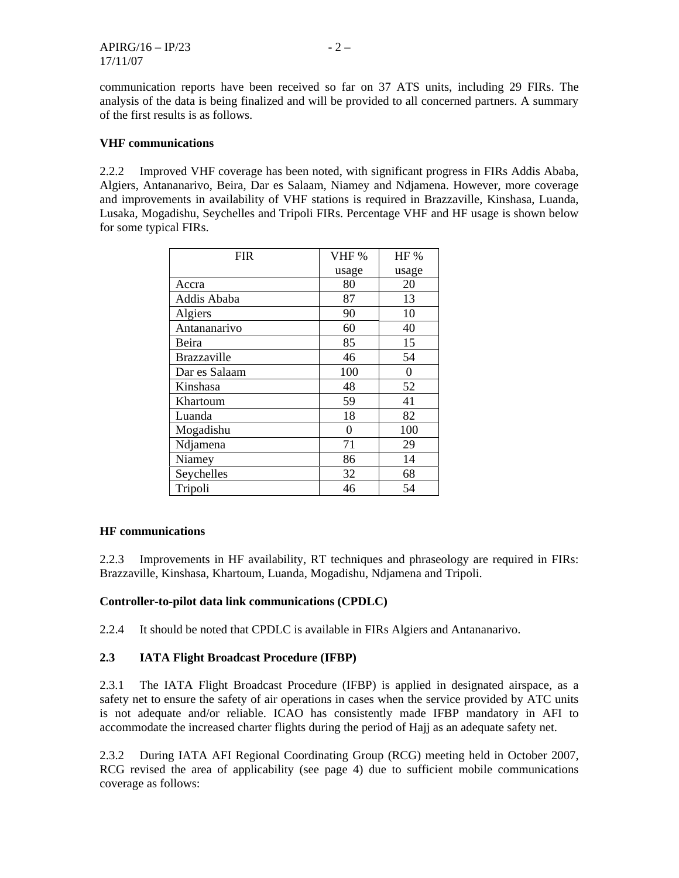communication reports have been received so far on 37 ATS units, including 29 FIRs. The analysis of the data is being finalized and will be provided to all concerned partners. A summary of the first results is as follows.

**VHF communications**

2.2.2 Improved VHF coverage has been noted, with significant progress in FIRs Addis Ababa, Algiers, Antananarivo, Beira, Dar es Salaam, Niamey and Ndjamena. However, more coverage and improvements in availability of VHF stations is required in Brazzaville, Kinshasa, Luanda, Lusaka, Mogadishu, Seychelles and Tripoli FIRs. Percentage VHF and HF usage is shown below for some typical FIRs.

| FIR | VHF % usage | HF % usage |
|---|---|---|
| Accra | 80 | 20 |
| Addis Ababa | 87 | 13 |
| Algiers | 90 | 10 |
| Antananarivo | 60 | 40 |
| Beira | 85 | 15 |
| Brazzaville | 46 | 54 |
| Dar es Salaam | 100 | 0 |
| Kinshasa | 48 | 52 |
| Khartoum | 59 | 41 |
| Luanda | 18 | 82 |
| Mogadishu | 0 | 100 |
| Ndjamena | 71 | 29 |
| Niamey | 86 | 14 |
| Seychelles | 32 | 68 |
| Tripoli | 46 | 54 |

**HF communications**

2.2.3 Improvements in HF availability, RT techniques and phraseology are required in FIRs: Brazzaville, Kinshasa, Khartoum, Luanda, Mogadishu, Ndjamena and Tripoli.

**Controller-to-pilot data link communications (CPDLC)**

2.2.4 It should be noted that CPDLC is available in FIRs Algiers and Antananarivo.

### 2.3 IATA Flight Broadcast Procedure (IFBP)

2.3.1 The IATA Flight Broadcast Procedure (IFBP) is applied in designated airspace, as a safety net to ensure the safety of air operations in cases when the service provided by ATC units is not adequate and/or reliable. ICAO has consistently made IFBP mandatory in AFI to accommodate the increased charter flights during the period of Hajj as an adequate safety net.

2.3.2 During IATA AFI Regional Coordinating Group (RCG) meeting held in October 2007, RCG revised the area of applicability (see page 4) due to sufficient mobile communications coverage as follows: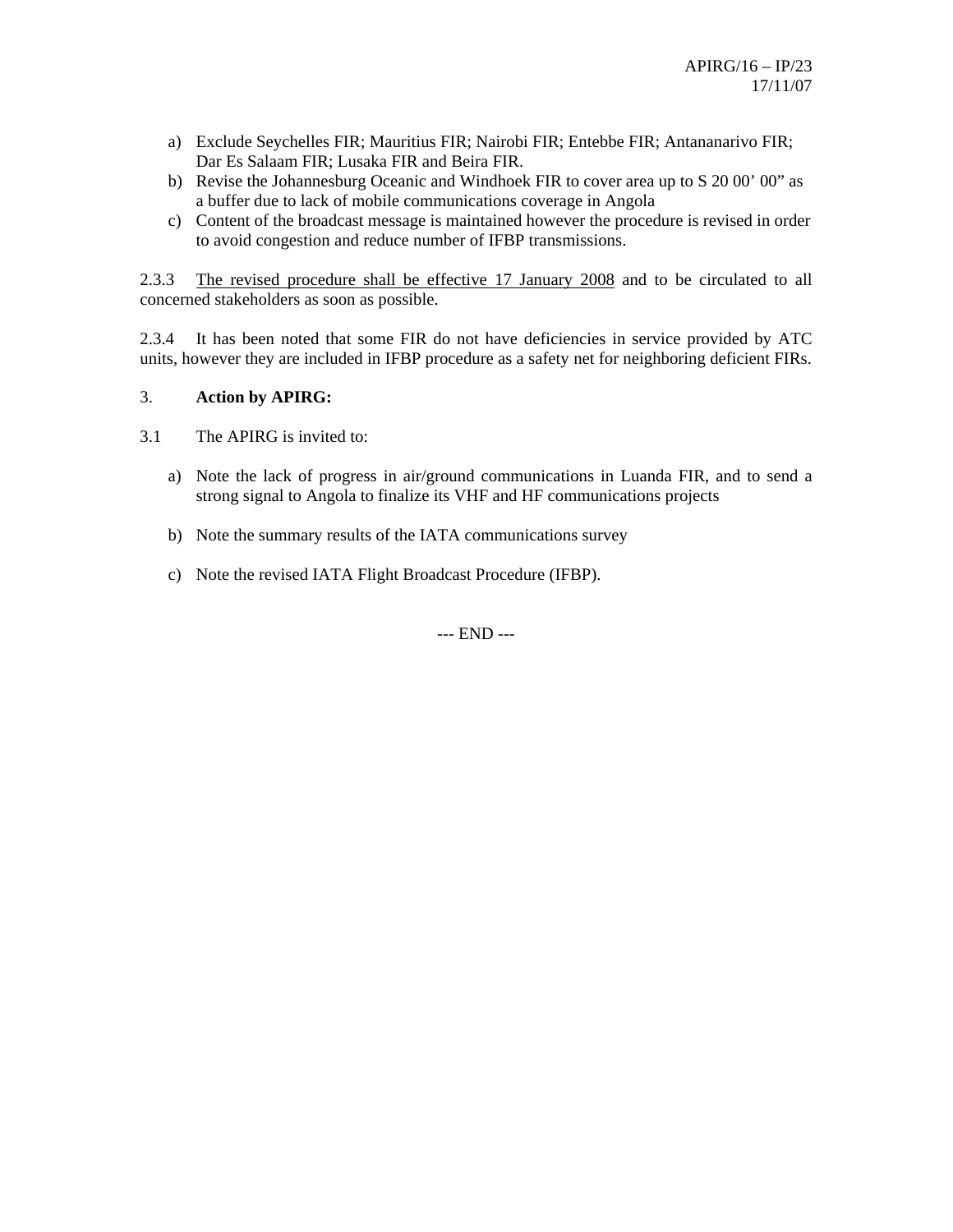a) Exclude Seychelles FIR; Mauritius FIR; Nairobi FIR; Entebbe FIR; Antananarivo FIR; Dar Es Salaam FIR; Lusaka FIR and Beira FIR.
b) Revise the Johannesburg Oceanic and Windhoek FIR to cover area up to S 20 00' 00" as a buffer due to lack of mobile communications coverage in Angola
c) Content of the broadcast message is maintained however the procedure is revised in order to avoid congestion and reduce number of IFBP transmissions.

2.3.3 The revised procedure shall be effective 17 January 2008 and to be circulated to all concerned stakeholders as soon as possible.

2.3.4 It has been noted that some FIR do not have deficiencies in service provided by ATC units, however they are included in IFBP procedure as a safety net for neighboring deficient FIRs.

3. **Action by APIRG:**

3.1 The APIRG is invited to:

a) Note the lack of progress in air/ground communications in Luanda FIR, and to send a strong signal to Angola to finalize its VHF and HF communications projects

b) Note the summary results of the IATA communications survey

c) Note the revised IATA Flight Broadcast Procedure (IFBP).

--- END ---